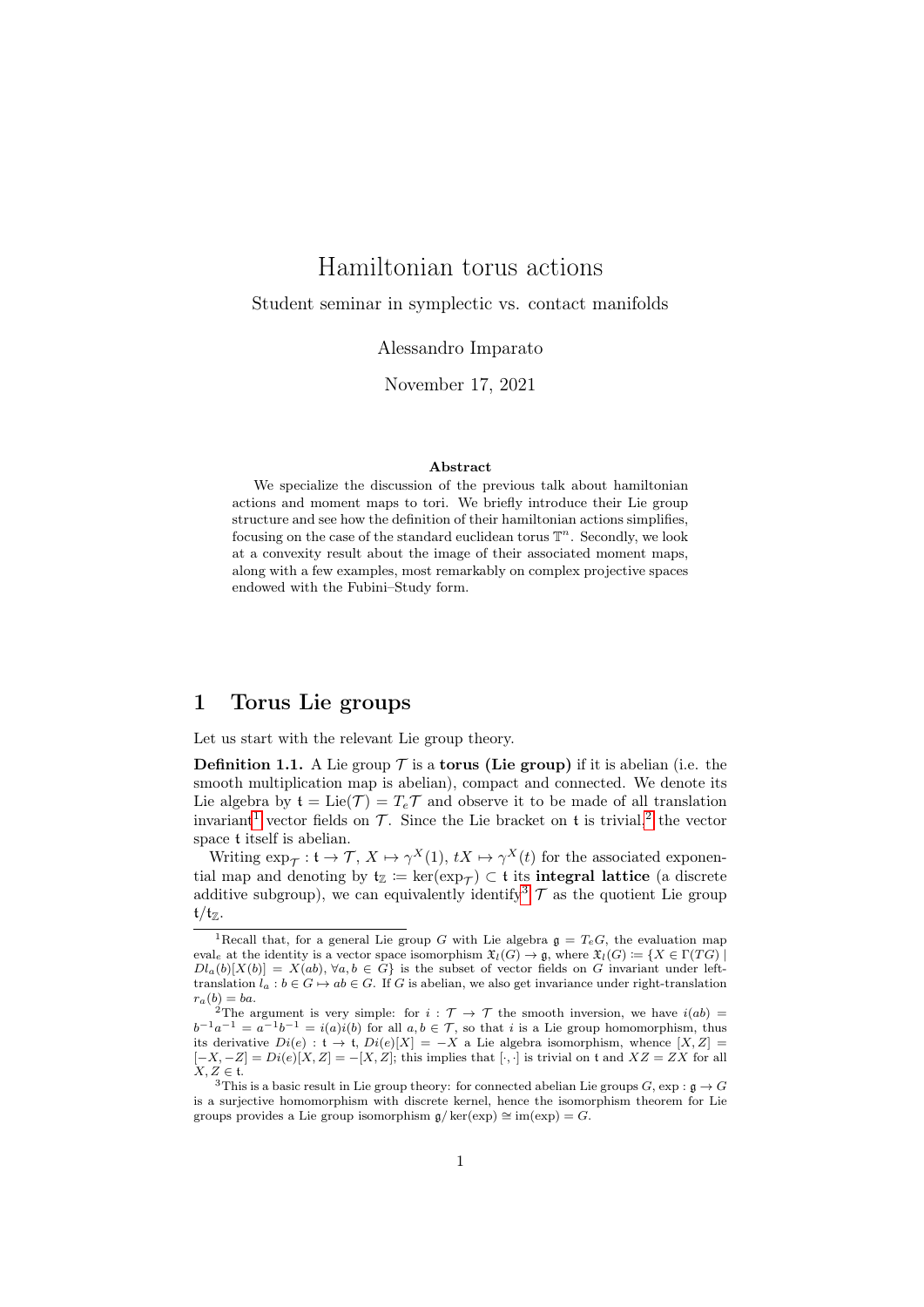# Hamiltonian torus actions

Student seminar in symplectic vs. contact manifolds

Alessandro Imparato

November 17, 2021

**Abstract**

We specialize the discussion of the previous talk about hamiltonian actions and moment maps to tori. We briefly introduce their Lie group structure and see how the definition of their hamiltonian actions simplifies, focusing on the case of the standard euclidean torus $\mathbb{T}^n$. Secondly, we look at a convexity result about the image of their associated moment maps, along with a few examples, most remarkably on complex projective spaces endowed with the Fubini–Study form.

## 1 Torus Lie groups

Let us start with the relevant Lie group theory.

**Definition 1.1.** A Lie group $\mathcal{T}$ is a **torus (Lie group)** if it is abelian (i.e. the smooth multiplication map is abelian), compact and connected. We denote its Lie algebra by $\mathfrak{t} = \mathrm{Lie}(\mathcal{T}) = T_e\mathcal{T}$ and observe it to be made of all translation invariant[1] vector fields on $\mathcal{T}$. Since the Lie bracket on $\mathfrak{t}$ is trivial,[2] the vector space $\mathfrak{t}$ itself is abelian.

Writing $\exp_{\mathcal{T}} : \mathfrak{t} \to \mathcal{T}$, $X \mapsto \gamma^X(1)$, $tX \mapsto \gamma^X(t)$ for the associated exponential map and denoting by $\mathfrak{t}_{\mathbb{Z}} := \ker(\exp_{\mathcal{T}}) \subset \mathfrak{t}$ its **integral lattice** (a discrete additive subgroup), we can equivalently identify[3] $\mathcal{T}$ as the quotient Lie group $\mathfrak{t}/\mathfrak{t}_{\mathbb{Z}}$.

---

[1] Recall that, for a general Lie group $G$ with Lie algebra $\mathfrak{g} = T_eG$, the evaluation map $\mathrm{eval}_e$ at the identity is a vector space isomorphism $\mathfrak{X}_l(G) \to \mathfrak{g}$, where $\mathfrak{X}_l(G) := \{X \in \Gamma(TG) \mid Dl_a(b)[X(b)] = X(ab), \forall a, b \in G\}$ is the subset of vector fields on $G$ invariant under left-translation $l_a : b \in G \mapsto ab \in G$. If $G$ is abelian, we also get invariance under right-translation $r_a(b) = ba$.

[2] The argument is very simple: for $i : \mathcal{T} \to \mathcal{T}$ the smooth inversion, we have $i(ab) = b^{-1}a^{-1} = a^{-1}b^{-1} = i(a)i(b)$ for all $a, b \in \mathcal{T}$, so that $i$ is a Lie group homomorphism, thus its derivative $Di(e) : \mathfrak{t} \to \mathfrak{t}$, $Di(e)[X] = -X$ a Lie algebra isomorphism, whence $[X, Z] = [-X, -Z] = Di(e)[X, Z] = -[X, Z]$; this implies that $[\cdot, \cdot]$ is trivial on $\mathfrak{t}$ and $XZ = ZX$ for all $X, Z \in \mathfrak{t}$.

[3] This is a basic result in Lie group theory: for connected abelian Lie groups $G$, $\exp : \mathfrak{g} \to G$ is a surjective homomorphism with discrete kernel, hence the isomorphism theorem for Lie groups provides a Lie group isomorphism $\mathfrak{g}/\ker(\exp) \cong \mathrm{im}(\exp) = G$.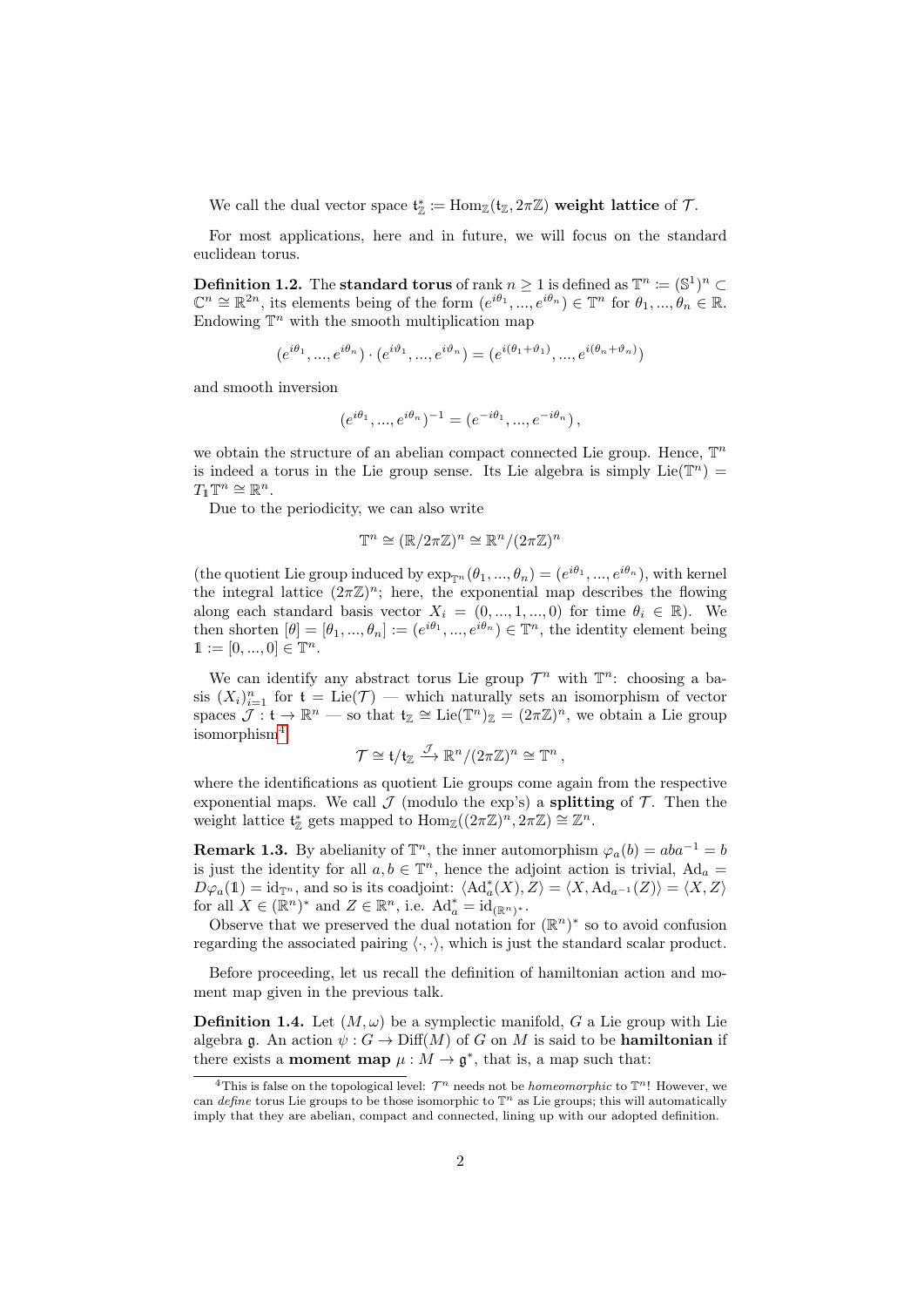We call the dual vector space $\mathfrak{t}_{\mathbb{Z}}^* := \mathrm{Hom}_{\mathbb{Z}}(\mathfrak{t}_{\mathbb{Z}}, 2\pi\mathbb{Z})$ **weight lattice** of $\mathcal{T}$.

For most applications, here and in future, we will focus on the standard euclidean torus.

**Definition 1.2.** The **standard torus** of rank $n \geq 1$ is defined as $\mathbb{T}^n := (\mathbb{S}^1)^n \subset \mathbb{C}^n \cong \mathbb{R}^{2n}$, its elements being of the form $(e^{i\theta_1}, ..., e^{i\theta_n}) \in \mathbb{T}^n$ for $\theta_1, ..., \theta_n \in \mathbb{R}$. Endowing $\mathbb{T}^n$ with the smooth multiplication map

$$(e^{i\theta_1}, ..., e^{i\theta_n}) \cdot (e^{i\vartheta_1}, ..., e^{i\vartheta_n}) = (e^{i(\theta_1+\vartheta_1)}, ..., e^{i(\theta_n+\vartheta_n)})$$

and smooth inversion

$$(e^{i\theta_1}, ..., e^{i\theta_n})^{-1} = (e^{-i\theta_1}, ..., e^{-i\theta_n}),$$

we obtain the structure of an abelian compact connected Lie group. Hence, $\mathbb{T}^n$ is indeed a torus in the Lie group sense. Its Lie algebra is simply $\mathrm{Lie}(\mathbb{T}^n) = T_{\mathbb{1}}\mathbb{T}^n \cong \mathbb{R}^n$.

Due to the periodicity, we can also write

$$\mathbb{T}^n \cong (\mathbb{R}/2\pi\mathbb{Z})^n \cong \mathbb{R}^n/(2\pi\mathbb{Z})^n$$

(the quotient Lie group induced by $\exp_{\mathbb{T}^n}(\theta_1, ..., \theta_n) = (e^{i\theta_1}, ..., e^{i\theta_n})$, with kernel the integral lattice $(2\pi\mathbb{Z})^n$; here, the exponential map describes the flowing along each standard basis vector $X_i = (0, ..., 1, ..., 0)$ for time $\theta_i \in \mathbb{R}$). We then shorten $[\theta] = [\theta_1, ..., \theta_n] := (e^{i\theta_1}, ..., e^{i\theta_n}) \in \mathbb{T}^n$, the identity element being $\mathbb{1} := [0, ..., 0] \in \mathbb{T}^n$.

We can identify any abstract torus Lie group $\mathcal{T}^n$ with $\mathbb{T}^n$: choosing a basis $(X_i)_{i=1}^n$ for $\mathfrak{t} = \mathrm{Lie}(\mathcal{T})$ — which naturally sets an isomorphism of vector spaces $\mathcal{J} : \mathfrak{t} \to \mathbb{R}^n$ — so that $\mathfrak{t}_{\mathbb{Z}} \cong \mathrm{Lie}(\mathbb{T}^n)_{\mathbb{Z}} = (2\pi\mathbb{Z})^n$, we obtain a Lie group isomorphism[4]

$$\mathcal{T} \cong \mathfrak{t}/\mathfrak{t}_{\mathbb{Z}} \xrightarrow{\mathcal{J}} \mathbb{R}^n/(2\pi\mathbb{Z})^n \cong \mathbb{T}^n,$$

where the identifications as quotient Lie groups come again from the respective exponential maps. We call $\mathcal{J}$ (modulo the exp's) a **splitting** of $\mathcal{T}$. Then the weight lattice $\mathfrak{t}_{\mathbb{Z}}^*$ gets mapped to $\mathrm{Hom}_{\mathbb{Z}}((2\pi\mathbb{Z})^n, 2\pi\mathbb{Z}) \cong \mathbb{Z}^n$.

**Remark 1.3.** By abelianity of $\mathbb{T}^n$, the inner automorphism $\varphi_a(b) = aba^{-1} = b$ is just the identity for all $a, b \in \mathbb{T}^n$, hence the adjoint action is trivial, $\mathrm{Ad}_a = D\varphi_a(\mathbb{1}) = \mathrm{id}_{\mathbb{T}^n}$, and so is its coadjoint: $\langle \mathrm{Ad}_a^*(X), Z\rangle = \langle X, \mathrm{Ad}_{a^{-1}}(Z)\rangle = \langle X, Z\rangle$ for all $X \in (\mathbb{R}^n)^*$ and $Z \in \mathbb{R}^n$, i.e. $\mathrm{Ad}_a^* = \mathrm{id}_{(\mathbb{R}^n)^*}$.

Observe that we preserved the dual notation for $(\mathbb{R}^n)^*$ so to avoid confusion regarding the associated pairing $\langle \cdot, \cdot \rangle$, which is just the standard scalar product.

Before proceeding, let us recall the definition of hamiltonian action and moment map given in the previous talk.

**Definition 1.4.** Let $(M, \omega)$ be a symplectic manifold, $G$ a Lie group with Lie algebra $\mathfrak{g}$. An action $\psi : G \to \mathrm{Diff}(M)$ of $G$ on $M$ is said to be **hamiltonian** if there exists a **moment map** $\mu : M \to \mathfrak{g}^*$, that is, a map such that:

[4] This is false on the topological level: $\mathcal{T}^n$ needs not be *homeomorphic* to $\mathbb{T}^n$! However, we can *define* torus Lie groups to be those isomorphic to $\mathbb{T}^n$ as Lie groups; this will automatically imply that they are abelian, compact and connected, lining up with our adopted definition.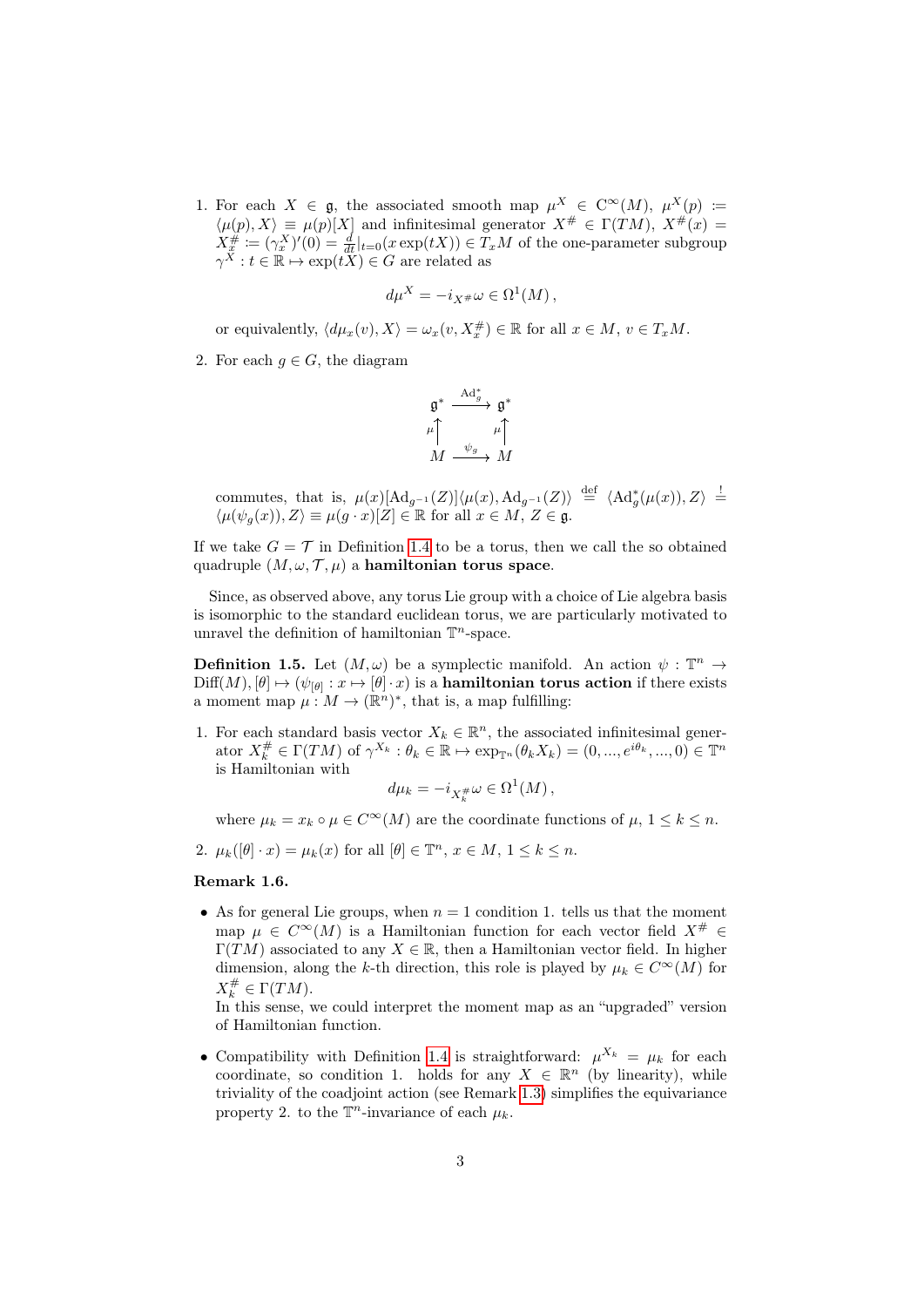1. For each $X \in \mathfrak{g}$, the associated smooth map $\mu^X \in \mathrm{C}^\infty(M)$, $\mu^X(p) := \langle \mu(p), X\rangle \equiv \mu(p)[X]$ and infinitesimal generator $X^\# \in \Gamma(TM)$, $X^\#(x) = X^\#_x := (\gamma^X_x)'(0) = \frac{d}{dt}|_{t=0}(x \exp(tX)) \in T_xM$ of the one-parameter subgroup $\gamma^X : t \in \mathbb{R} \mapsto \exp(tX) \in G$ are related as

$$d\mu^X = -i_{X^\#}\omega \in \Omega^1(M)\,,$$

or equivalently, $\langle d\mu_x(v), X\rangle = \omega_x(v, X^\#_x) \in \mathbb{R}$ for all $x \in M$, $v \in T_xM$.

2. For each $g \in G$, the diagram

$$\begin{array}{ccc} \mathfrak{g}^* & \xrightarrow{\mathrm{Ad}^*_g} & \mathfrak{g}^* \\ \mu \uparrow & & \mu \uparrow \\ M & \xrightarrow{\psi_g} & M \end{array}$$

commutes, that is, $\mu(x)[\mathrm{Ad}_{g^{-1}}(Z)]\langle \mu(x), \mathrm{Ad}_{g^{-1}}(Z)\rangle \overset{\text{def}}{=} \langle \mathrm{Ad}^*_g(\mu(x)), Z\rangle \overset{!}{=} \langle \mu(\psi_g(x)), Z\rangle \equiv \mu(g \cdot x)[Z] \in \mathbb{R}$ for all $x \in M$, $Z \in \mathfrak{g}$.

If we take $G = \mathcal{T}$ in Definition 1.4 to be a torus, then we call the so obtained quadruple $(M, \omega, \mathcal{T}, \mu)$ a **hamiltonian torus space**.

Since, as observed above, any torus Lie group with a choice of Lie algebra basis is isomorphic to the standard euclidean torus, we are particularly motivated to unravel the definition of hamiltonian $\mathbb{T}^n$-space.

**Definition 1.5.** Let $(M, \omega)$ be a symplectic manifold. An action $\psi : \mathbb{T}^n \to \mathrm{Diff}(M), [\theta] \mapsto (\psi_{[\theta]} : x \mapsto [\theta] \cdot x)$ is a **hamiltonian torus action** if there exists a moment map $\mu : M \to (\mathbb{R}^n)^*$, that is, a map fulfilling:

1. For each standard basis vector $X_k \in \mathbb{R}^n$, the associated infinitesimal generator $X^\#_k \in \Gamma(TM)$ of $\gamma^{X_k} : \theta_k \in \mathbb{R} \mapsto \exp_{\mathbb{T}^n}(\theta_k X_k) = (0, ..., e^{i\theta_k}, ..., 0) \in \mathbb{T}^n$ is Hamiltonian with

$$d\mu_k = -i_{X^\#_k}\omega \in \Omega^1(M)\,,$$

where $\mu_k = x_k \circ \mu \in C^\infty(M)$ are the coordinate functions of $\mu$, $1 \le k \le n$.

2. $\mu_k([\theta] \cdot x) = \mu_k(x)$ for all $[\theta] \in \mathbb{T}^n$, $x \in M$, $1 \le k \le n$.

**Remark 1.6.**

- As for general Lie groups, when $n = 1$ condition 1. tells us that the moment map $\mu \in C^\infty(M)$ is a Hamiltonian function for each vector field $X^\# \in \Gamma(TM)$ associated to any $X \in \mathbb{R}$, then a Hamiltonian vector field. In higher dimension, along the $k$-th direction, this role is played by $\mu_k \in C^\infty(M)$ for $X^\#_k \in \Gamma(TM)$.
  In this sense, we could interpret the moment map as an "upgraded" version of Hamiltonian function.

- Compatibility with Definition 1.4 is straightforward: $\mu^{X_k} = \mu_k$ for each coordinate, so condition 1. holds for any $X \in \mathbb{R}^n$ (by linearity), while triviality of the coadjoint action (see Remark 1.3) simplifies the equivariance property 2. to the $\mathbb{T}^n$-invariance of each $\mu_k$.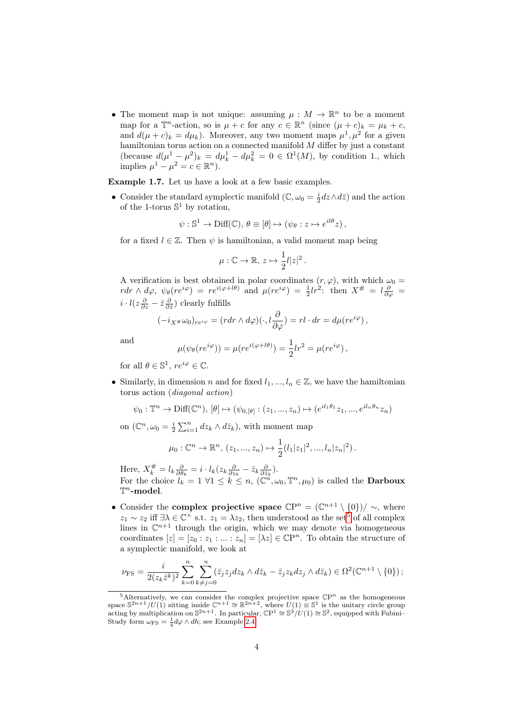- The moment map is not unique: assuming $\mu : M \to \mathbb{R}^n$ to be a moment map for a $\mathbb{T}^n$-action, so is $\mu + c$ for any $c \in \mathbb{R}^n$ (since $(\mu + c)_k = \mu_k + c$, and $d(\mu + c)_k = d\mu_k$). Moreover, any two moment maps $\mu^1, \mu^2$ for a given hamiltonian torus action on a connected manifold $M$ differ by just a constant (because $d(\mu^1 - \mu^2)_k = d\mu^1_k - d\mu^2_k = 0 \in \Omega^1(M)$, by condition 1., which implies $\mu^1 - \mu^2 = c \in \mathbb{R}^n$).

**Example 1.7.** Let us have a look at a few basic examples.

- Consider the standard symplectic manifold $(\mathbb{C}, \omega_0 = \frac{i}{2} dz \wedge d\bar{z})$ and the action of the 1-torus $\mathbb{S}^1$ by rotation,

$$\psi : \mathbb{S}^1 \to \mathrm{Diff}(\mathbb{C}),\ \theta \equiv [\theta] \mapsto (\psi_\theta : z \mapsto e^{il\theta} z)\,,$$

  for a fixed $l \in \mathbb{Z}$. Then $\psi$ is hamiltonian, a valid moment map being

$$\mu : \mathbb{C} \to \mathbb{R},\ z \mapsto \frac{1}{2} l |z|^2\,.$$

  A verification is best obtained in polar coordinates $(r, \varphi)$, with which $\omega_0 = r dr \wedge d\varphi$, $\psi_\theta(re^{i\varphi}) = re^{i(\varphi + l\theta)}$ and $\mu(re^{i\varphi}) = \frac{1}{2} l r^2$: then $X^\# = l\frac{\partial}{\partial \varphi} = i \cdot l(z\frac{\partial}{\partial z} - \bar{z}\frac{\partial}{\partial \bar{z}})$ clearly fulfills

$$(-i_{X^\#}\omega_0)_{re^{i\varphi}} = (r dr \wedge d\varphi)(\cdot, l\frac{\partial}{\partial \varphi}) = rl \cdot dr = d\mu(re^{i\varphi})\,,$$

  and

$$\mu(\psi_\theta(re^{i\varphi})) = \mu(re^{i(\varphi + l\theta)}) = \frac{1}{2} l r^2 = \mu(re^{i\varphi})\,,$$

  for all $\theta \in \mathbb{S}^1$, $re^{i\varphi} \in \mathbb{C}$.

- Similarly, in dimension $n$ and for fixed $l_1, ..., l_n \in \mathbb{Z}$, we have the hamiltonian torus action (*diagonal action*)

$$\psi_0 : \mathbb{T}^n \to \mathrm{Diff}(\mathbb{C}^n),\ [\theta] \mapsto (\psi_{0,[\theta]} : (z_1, ..., z_n) \mapsto (e^{il_1\theta_1} z_1, ..., e^{il_n\theta_n} z_n)$$

  on $(\mathbb{C}^n, \omega_0 = \frac{i}{2}\sum_{i=1}^n dz_k \wedge d\bar{z}_k)$, with moment map

$$\mu_0 : \mathbb{C}^n \to \mathbb{R}^n,\ (z_1, ..., z_n) \mapsto \frac{1}{2}(l_1|z_1|^2, ..., l_n|z_n|^2)\,.$$

  Here, $X^\#_k = l_k \frac{\partial}{\partial \theta_k} = i \cdot l_k(z_k \frac{\partial}{\partial z_k} - \bar{z}_k \frac{\partial}{\partial \bar{z}_k})$.
  For the choice $l_k = 1\ \forall 1 \le k \le n$, $(\mathbb{C}^n, \omega_0, \mathbb{T}^n, \mu_0)$ is called the **Darboux $\mathbb{T}^n$-model**.

- Consider the **complex projective space** $\mathbb{CP}^n = (\mathbb{C}^{n+1} \setminus \{0\})/\sim$, where $z_1 \sim z_2$ iff $\exists \lambda \in \mathbb{C}^\times$ s.t. $z_1 = \lambda z_2$, then understood as the set[5] of all complex lines in $\mathbb{C}^{n+1}$ through the origin, which we may denote via homogeneous coordinates $[z] = [z_0 : z_1 : ... : z_n] = [\lambda z] \in \mathbb{CP}^n$. To obtain the structure of a symplectic manifold, we look at

$$\nu_{\mathrm{FS}} = \frac{i}{2(z_k \bar{z}^k)^2} \sum_{k=0}^{n} \sum_{k \neq j = 0}^{n} (\bar{z}_j z_j dz_k \wedge d\bar{z}_k - \bar{z}_j z_k dz_j \wedge d\bar{z}_k) \in \Omega^2(\mathbb{C}^{n+1} \setminus \{0\})\,;$$

[5] Alternatively, we can consider the complex projective space $\mathbb{CP}^n$ as the homogeneous space $\mathbb{S}^{2n+1}/U(1)$ sitting inside $\mathbb{C}^{n+1} \cong \mathbb{R}^{2n+2}$, where $U(1) \equiv \mathbb{S}^1$ is the unitary circle group acting by multiplication on $\mathbb{S}^{2n+1}$. In particular, $\mathbb{CP}^1 \cong \mathbb{S}^3/U(1) \cong \mathbb{S}^2$, equipped with Fubini–Study form $\omega_{\mathrm{FS}} = \frac{1}{4} d\varphi \wedge dh$; see Example 2.4.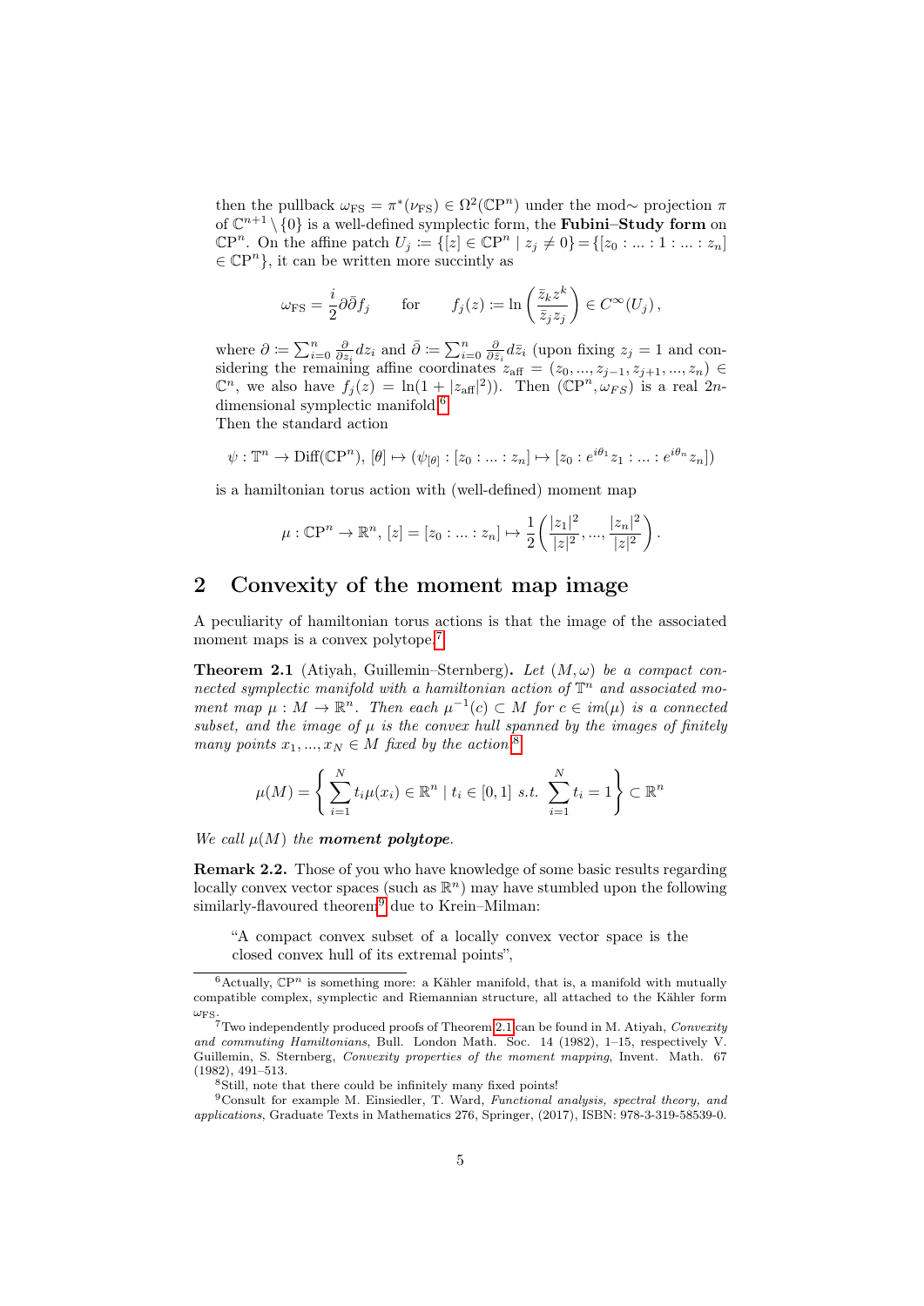then the pullback $\omega_{\mathrm{FS}} = \pi^*(\nu_{\mathrm{FS}}) \in \Omega^2(\mathbb{CP}^n)$ under the mod$\sim$ projection $\pi$ of $\mathbb{C}^{n+1}\setminus\{0\}$ is a well-defined symplectic form, the **Fubini–Study form** on $\mathbb{CP}^n$. On the affine patch $U_j \coloneqq \{[z] \in \mathbb{CP}^n \mid z_j \neq 0\} = \{[z_0 : \ldots : 1 : \ldots : z_n] \in \mathbb{CP}^n\}$, it can be written more succintly as

$$\omega_{\mathrm{FS}} = \frac{i}{2}\partial\bar{\partial} f_j \qquad \text{for} \qquad f_j(z) \coloneqq \ln\left(\frac{\bar{z}_k z^k}{\bar{z}_j z_j}\right) \in C^\infty(U_j)\,,$$

where $\partial \coloneqq \sum_{i=0}^n \frac{\partial}{\partial z_i} dz_i$ and $\bar{\partial} \coloneqq \sum_{i=0}^n \frac{\partial}{\partial \bar{z}_i} d\bar{z}_i$ (upon fixing $z_j = 1$ and considering the remaining affine coordinates $z_{\mathrm{aff}} = (z_0, \ldots, z_{j-1}, z_{j+1}, \ldots, z_n) \in \mathbb{C}^n$, we also have $f_j(z) = \ln(1 + |z_{\mathrm{aff}}|^2)$). Then $(\mathbb{CP}^n, \omega_{FS})$ is a real $2n$-dimensional symplectic manifold.[6]
Then the standard action

$$\psi : \mathbb{T}^n \to \mathrm{Diff}(\mathbb{CP}^n),\ [\theta] \mapsto (\psi_{[\theta]} : [z_0 : \ldots : z_n] \mapsto [z_0 : e^{i\theta_1} z_1 : \ldots : e^{i\theta_n} z_n])$$

is a hamiltonian torus action with (well-defined) moment map

$$\mu : \mathbb{CP}^n \to \mathbb{R}^n,\ [z] = [z_0 : \ldots : z_n] \mapsto \frac{1}{2}\left(\frac{|z_1|^2}{|z|^2}, \ldots, \frac{|z_n|^2}{|z|^2}\right).$$

## 2 Convexity of the moment map image

A peculiarity of hamiltonian torus actions is that the image of the associated moment maps is a convex polytope.[7]

**Theorem 2.1** (Atiyah, Guillemin–Sternberg)**.** *Let $(M, \omega)$ be a compact connected symplectic manifold with a hamiltonian action of $\mathbb{T}^n$ and associated moment map $\mu : M \to \mathbb{R}^n$. Then each $\mu^{-1}(c) \subset M$ for $c \in im(\mu)$ is a connected subset, and the image of $\mu$ is the convex hull spanned by the images of finitely many points $x_1, \ldots, x_N \in M$ fixed by the action*[8]

$$\mu(M) = \left\{ \sum_{i=1}^N t_i \mu(x_i) \in \mathbb{R}^n \mid t_i \in [0,1] \ s.t. \ \sum_{i=1}^N t_i = 1 \right\} \subset \mathbb{R}^n$$

*We call $\mu(M)$ the **moment polytope**.*

**Remark 2.2.** Those of you who have knowledge of some basic results regarding locally convex vector spaces (such as $\mathbb{R}^n$) may have stumbled upon the following similarly-flavoured theorem[9] due to Krein–Milman:

> "A compact convex subset of a locally convex vector space is the closed convex hull of its extremal points",

---

[6] Actually, $\mathbb{CP}^n$ is something more: a Kähler manifold, that is, a manifold with mutually compatible complex, symplectic and Riemannian structure, all attached to the Kähler form $\omega_{\mathrm{FS}}$.

[7] Two independently produced proofs of Theorem 2.1 can be found in M. Atiyah, *Convexity and commuting Hamiltonians*, Bull. London Math. Soc. 14 (1982), 1–15, respectively V. Guillemin, S. Sternberg, *Convexity properties of the moment mapping*, Invent. Math. 67 (1982), 491–513.

[8] Still, note that there could be infinitely many fixed points!

[9] Consult for example M. Einsiedler, T. Ward, *Functional analysis, spectral theory, and applications*, Graduate Texts in Mathematics 276, Springer, (2017), ISBN: 978-3-319-58539-0.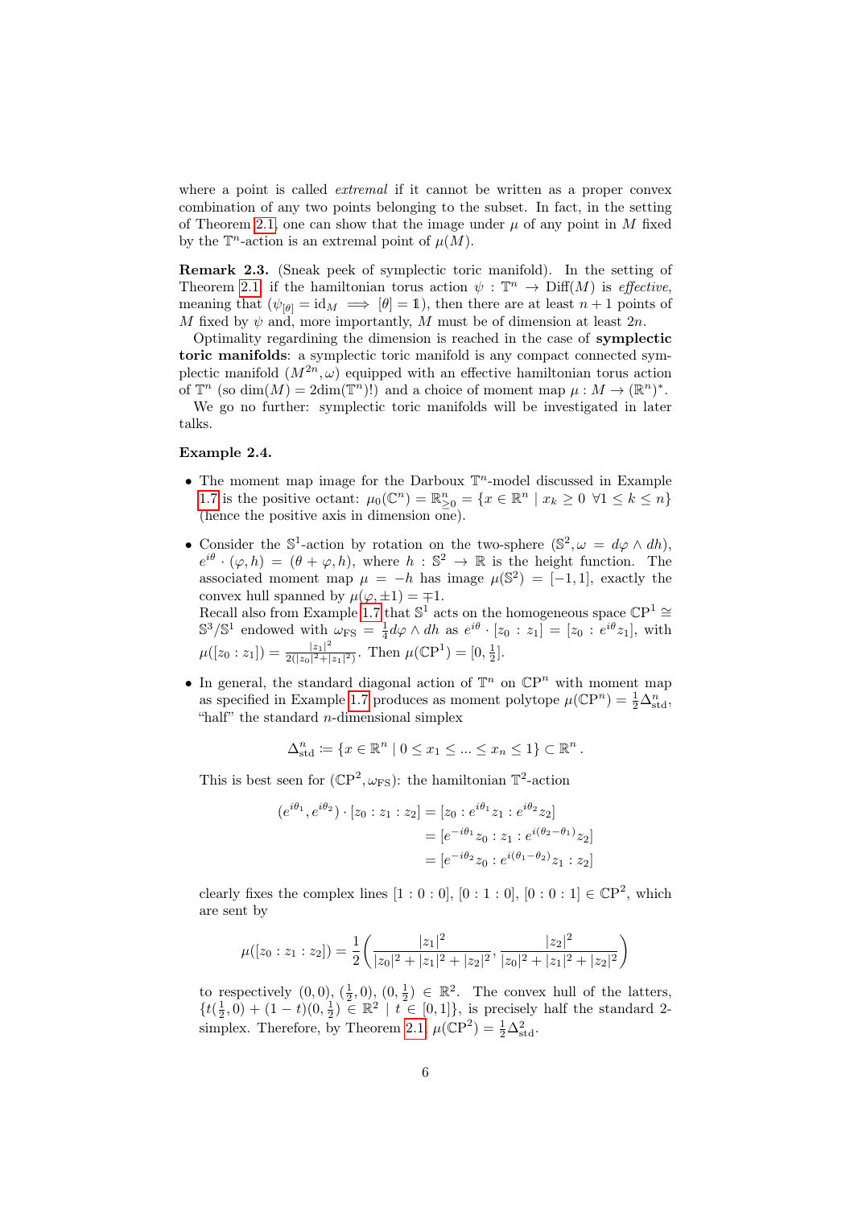where a point is called *extremal* if it cannot be written as a proper convex combination of any two points belonging to the subset. In fact, in the setting of Theorem 2.1, one can show that the image under $\mu$ of any point in $M$ fixed by the $\mathbb{T}^n$-action is an extremal point of $\mu(M)$.

**Remark 2.3.** (Sneak peek of symplectic toric manifold). In the setting of Theorem 2.1, if the hamiltonian torus action $\psi : \mathbb{T}^n \to \mathrm{Diff}(M)$ is *effective*, meaning that ($\psi_{[\theta]} = \mathrm{id}_M \implies [\theta] = \mathbb{1}$), then there are at least $n+1$ points of $M$ fixed by $\psi$ and, more importantly, $M$ must be of dimension at least $2n$.

Optimality regarding the dimension is reached in the case of **symplectic toric manifolds**: a symplectic toric manifold is any compact connected symplectic manifold $(M^{2n}, \omega)$ equipped with an effective hamiltonian torus action of $\mathbb{T}^n$ (so $\dim(M) = 2\dim(\mathbb{T}^n)$!) and a choice of moment map $\mu : M \to (\mathbb{R}^n)^*$.

We go no further: symplectic toric manifolds will be investigated in later talks.

**Example 2.4.**

- The moment map image for the Darboux $\mathbb{T}^n$-model discussed in Example 1.7 is the positive octant: $\mu_0(\mathbb{C}^n) = \mathbb{R}^n_{\geq 0} = \{x \in \mathbb{R}^n \mid x_k \geq 0 \ \forall 1 \leq k \leq n\}$ (hence the positive axis in dimension one).

- Consider the $\mathbb{S}^1$-action by rotation on the two-sphere $(\mathbb{S}^2, \omega = d\varphi \wedge dh)$, $e^{i\theta} \cdot (\varphi, h) = (\theta + \varphi, h)$, where $h : \mathbb{S}^2 \to \mathbb{R}$ is the height function. The associated moment map $\mu = -h$ has image $\mu(\mathbb{S}^2) = [-1, 1]$, exactly the convex hull spanned by $\mu(\varphi, \pm 1) = \mp 1$.
  Recall also from Example 1.7 that $\mathbb{S}^1$ acts on the homogeneous space $\mathbb{CP}^1 \cong \mathbb{S}^3/\mathbb{S}^1$ endowed with $\omega_{\mathrm{FS}} = \frac{1}{4} d\varphi \wedge dh$ as $e^{i\theta} \cdot [z_0 : z_1] = [z_0 : e^{i\theta} z_1]$, with $\mu([z_0 : z_1]) = \frac{|z_1|^2}{2(|z_0|^2 + |z_1|^2)}$. Then $\mu(\mathbb{CP}^1) = [0, \frac{1}{2}]$.

- In general, the standard diagonal action of $\mathbb{T}^n$ on $\mathbb{CP}^n$ with moment map as specified in Example 1.7 produces as moment polytope $\mu(\mathbb{CP}^n) = \frac{1}{2}\Delta^n_{\mathrm{std}}$, "half" the standard $n$-dimensional simplex

$$\Delta^n_{\mathrm{std}} \coloneqq \{x \in \mathbb{R}^n \mid 0 \leq x_1 \leq \ldots \leq x_n \leq 1\} \subset \mathbb{R}^n \,.$$

  This is best seen for $(\mathbb{CP}^2, \omega_{\mathrm{FS}})$: the hamiltonian $\mathbb{T}^2$-action

$$\begin{aligned}
(e^{i\theta_1}, e^{i\theta_2}) \cdot [z_0 : z_1 : z_2] &= [z_0 : e^{i\theta_1} z_1 : e^{i\theta_2} z_2] \\
&= [e^{-i\theta_1} z_0 : z_1 : e^{i(\theta_2 - \theta_1)} z_2] \\
&= [e^{-i\theta_2} z_0 : e^{i(\theta_1 - \theta_2)} z_1 : z_2]
\end{aligned}$$

  clearly fixes the complex lines $[1 : 0 : 0]$, $[0 : 1 : 0]$, $[0 : 0 : 1] \in \mathbb{CP}^2$, which are sent by

$$\mu([z_0 : z_1 : z_2]) = \frac{1}{2}\left(\frac{|z_1|^2}{|z_0|^2 + |z_1|^2 + |z_2|^2}, \frac{|z_2|^2}{|z_0|^2 + |z_1|^2 + |z_2|^2}\right)$$

  to respectively $(0, 0)$, $(\frac{1}{2}, 0)$, $(0, \frac{1}{2}) \in \mathbb{R}^2$. The convex hull of the latters, $\{t(\frac{1}{2}, 0) + (1-t)(0, \frac{1}{2}) \in \mathbb{R}^2 \mid t \in [0, 1]\}$, is precisely half the standard 2-simplex. Therefore, by Theorem 2.1, $\mu(\mathbb{CP}^2) = \frac{1}{2}\Delta^2_{\mathrm{std}}$.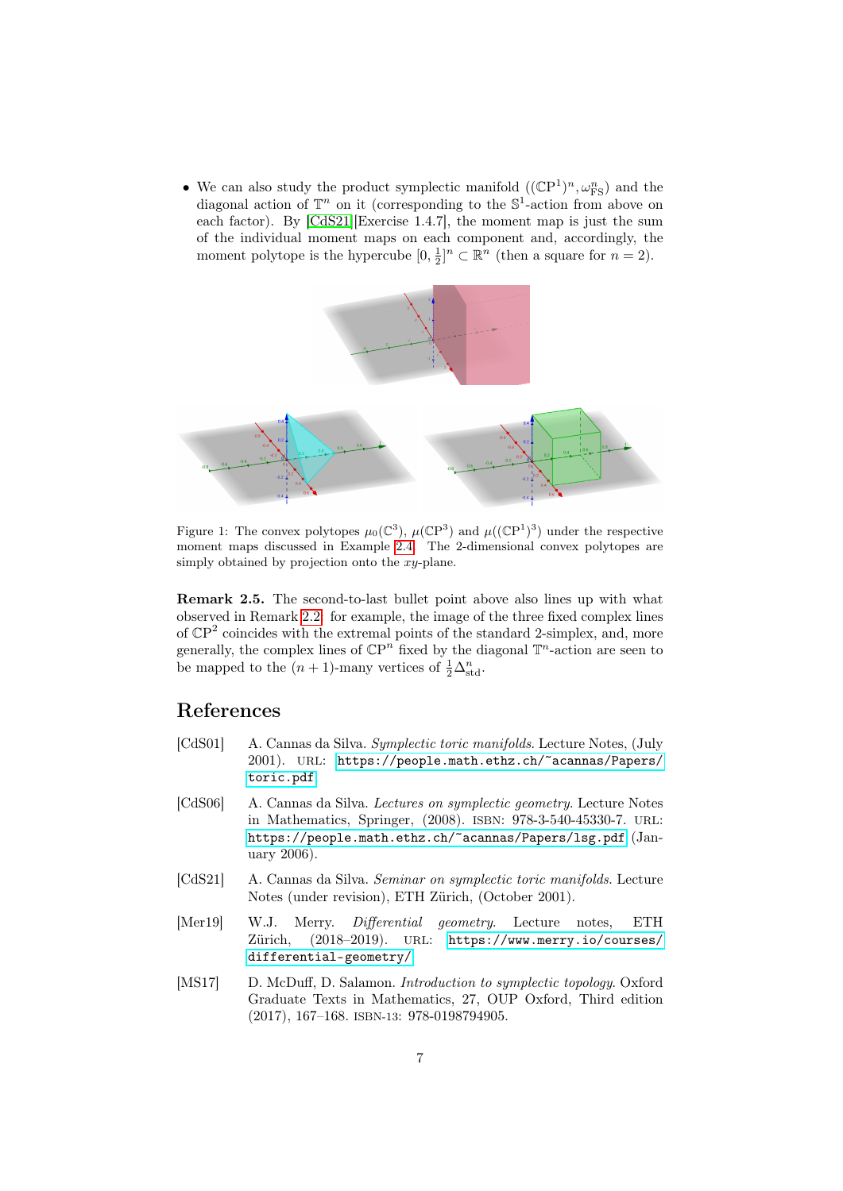- We can also study the product symplectic manifold $((\mathbb{CP}^1)^n, \omega_{\mathrm{FS}}^n)$ and the diagonal action of $\mathbb{T}^n$ on it (corresponding to the $\mathbb{S}^1$-action from above on each factor). By [CdS21][Exercise 1.4.7], the moment map is just the sum of the individual moment maps on each component and, accordingly, the moment polytope is the hypercube $[0, \frac{1}{2}]^n \subset \mathbb{R}^n$ (then a square for $n = 2$).

Figure 1: The convex polytopes $\mu_0(\mathbb{C}^3)$, $\mu(\mathbb{CP}^3)$ and $\mu((\mathbb{CP}^1)^3)$ under the respective moment maps discussed in Example 2.4. The 2-dimensional convex polytopes are simply obtained by projection onto the $xy$-plane.

**Remark 2.5.** The second-to-last bullet point above also lines up with what observed in Remark 2.2: for example, the image of the three fixed complex lines of $\mathbb{CP}^2$ coincides with the extremal points of the standard 2-simplex, and, more generally, the complex lines of $\mathbb{CP}^n$ fixed by the diagonal $\mathbb{T}^n$-action are seen to be mapped to the $(n+1)$-many vertices of $\frac{1}{2}\Delta^n_{\mathrm{std}}$.

## References

[CdS01] A. Cannas da Silva. *Symplectic toric manifolds*. Lecture Notes, (July 2001). URL: https://people.math.ethz.ch/~acannas/Papers/toric.pdf

[CdS06] A. Cannas da Silva. *Lectures on symplectic geometry*. Lecture Notes in Mathematics, Springer, (2008). ISBN: 978-3-540-45330-7. URL: https://people.math.ethz.ch/~acannas/Papers/lsg.pdf (January 2006).

[CdS21] A. Cannas da Silva. *Seminar on symplectic toric manifolds*. Lecture Notes (under revision), ETH Zürich, (October 2001).

[Mer19] W.J. Merry. *Differential geometry*. Lecture notes, ETH Zürich, (2018–2019). URL: https://www.merry.io/courses/differential-geometry/

[MS17] D. McDuff, D. Salamon. *Introduction to symplectic topology*. Oxford Graduate Texts in Mathematics, 27, OUP Oxford, Third edition (2017), 167–168. ISBN-13: 978-0198794905.